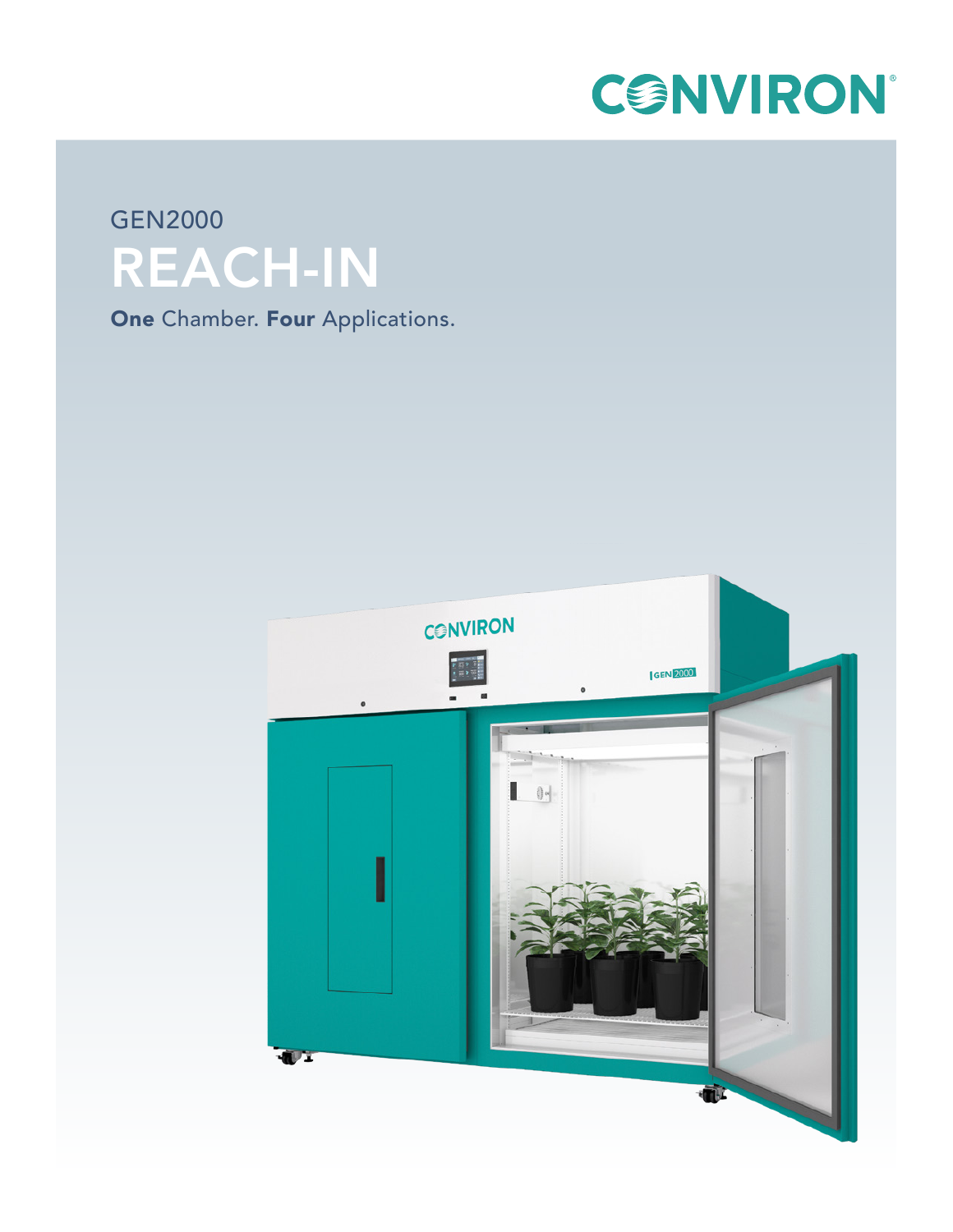CONVIRON

GEN2000

# REACH-IN

**One** Chamber. **Four** Applications.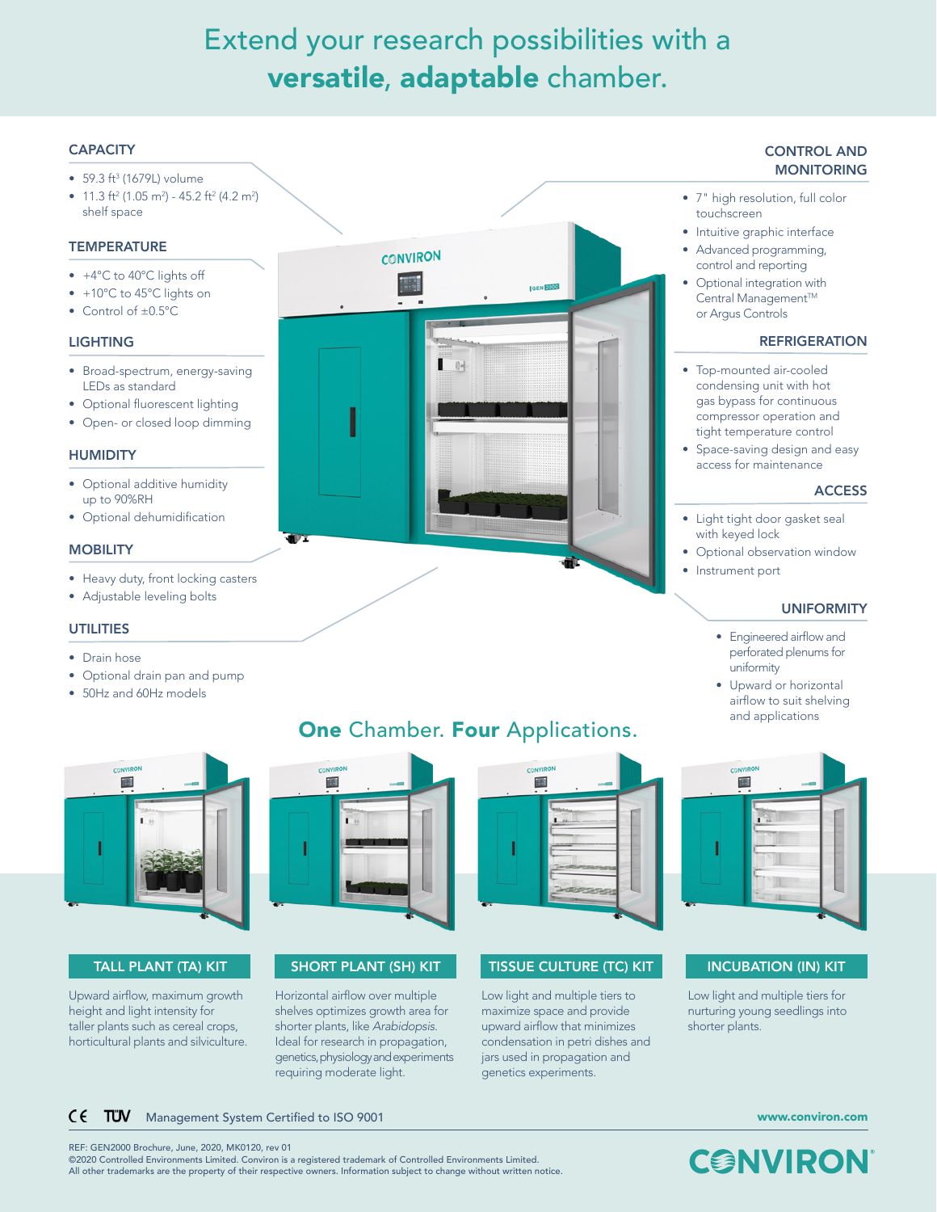# Extend your research possibilities with a **versatile**, **adaptable** chamber.

## CAPACITY

- 59.3 ft³ (1679L) volume
- 11.3 ft² (1.05 m²) - 45.2 ft² (4.2 m²) shelf space

## TEMPERATURE

- +4°C to 40°C lights off
- +10°C to 45°C lights on
- Control of ±0.5°C

## LIGHTING

- Broad-spectrum, energy-saving LEDs as standard
- Optional fluorescent lighting
- Open- or closed loop dimming

## HUMIDITY

- Optional additive humidity up to 90%RH
- Optional dehumidification

## MOBILITY

- Heavy duty, front locking casters
- Adjustable leveling bolts

## UTILITIES

- Drain hose
- Optional drain pan and pump
- 50Hz and 60Hz models

## CONTROL AND MONITORING

- 7" high resolution, full color touchscreen
- Intuitive graphic interface
- Advanced programming, control and reporting
- Optional integration with Central Management™ or Argus Controls

## REFRIGERATION

- Top-mounted air-cooled condensing unit with hot gas bypass for continuous compressor operation and tight temperature control
- Space-saving design and easy access for maintenance

## ACCESS

- Light tight door gasket seal with keyed lock
- Optional observation window
- Instrument port

## UNIFORMITY

- Engineered airflow and perforated plenums for uniformity
- Upward or horizontal airflow to suit shelving and applications

# **One** Chamber. **Four** Applications.

### TALL PLANT (TA) KIT

Upward airflow, maximum growth height and light intensity for taller plants such as cereal crops, horticultural plants and silviculture.

### SHORT PLANT (SH) KIT

Horizontal airflow over multiple shelves optimizes growth area for shorter plants, like *Arabidopsis*. Ideal for research in propagation, genetics, physiology and experiments requiring moderate light.

### TISSUE CULTURE (TC) KIT

Low light and multiple tiers to maximize space and provide upward airflow that minimizes condensation in petri dishes and jars used in propagation and genetics experiments.

### INCUBATION (IN) KIT

Low light and multiple tiers for nurturing young seedlings into shorter plants.

CE TÜV Management System Certified to ISO 9001

www.conviron.com

REF: GEN2000 Brochure, June, 2020, MK0120, rev 01
©2020 Controlled Environments Limited. Conviron is a registered trademark of Controlled Environments Limited.
All other trademarks are the property of their respective owners. Information subject to change without written notice.

CONVIRON®